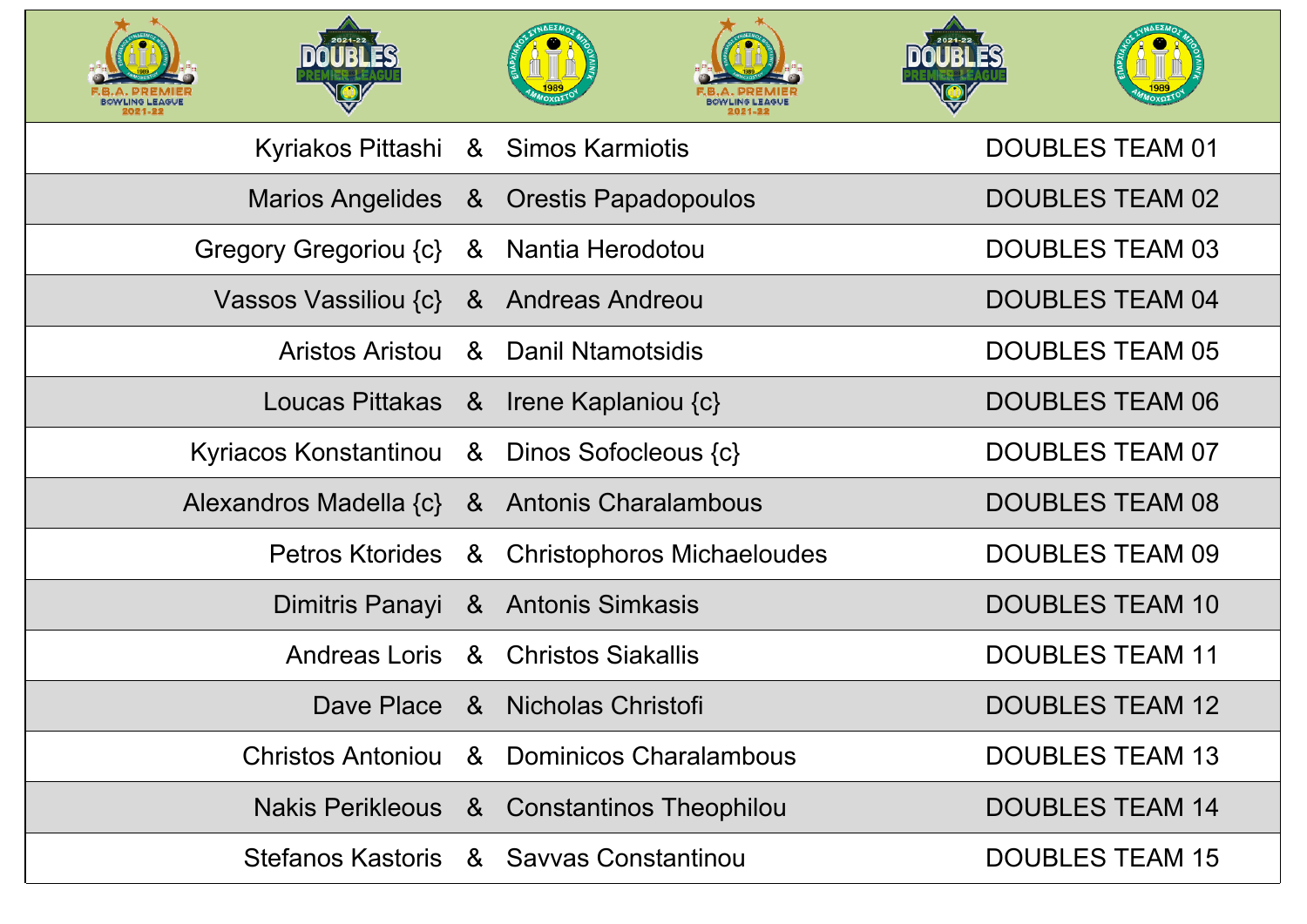| Player 1 | & | Player 2 | Team |
|---|---|---|---|
| Kyriakos Pittashi | & | Simos Karmiotis | DOUBLES TEAM 01 |
| Marios Angelides | & | Orestis Papadopoulos | DOUBLES TEAM 02 |
| Gregory Gregoriou {c} | & | Nantia Herodotou | DOUBLES TEAM 03 |
| Vassos Vassiliou {c} | & | Andreas Andreou | DOUBLES TEAM 04 |
| Aristos Aristou | & | Danil Ntamotsidis | DOUBLES TEAM 05 |
| Loucas Pittakas | & | Irene Kaplaniou {c} | DOUBLES TEAM 06 |
| Kyriacos Konstantinou | & | Dinos Sofocleous {c} | DOUBLES TEAM 07 |
| Alexandros Madella {c} | & | Antonis Charalambous | DOUBLES TEAM 08 |
| Petros Ktorides | & | Christophoros Michaeloudes | DOUBLES TEAM 09 |
| Dimitris Panayi | & | Antonis Simkasis | DOUBLES TEAM 10 |
| Andreas Loris | & | Christos Siakallis | DOUBLES TEAM 11 |
| Dave Place | & | Nicholas Christofi | DOUBLES TEAM 12 |
| Christos Antoniou | & | Dominicos Charalambous | DOUBLES TEAM 13 |
| Nakis Perikleous | & | Constantinos Theophilou | DOUBLES TEAM 14 |
| Stefanos Kastoris | & | Savvas Constantinou | DOUBLES TEAM 15 |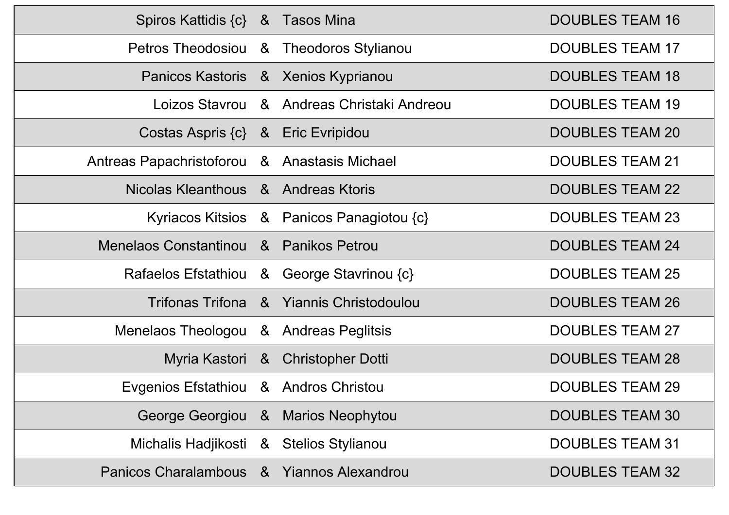| | | | |
|---|---|---|---|
| Spiros Kattidis {c} | & | Tasos Mina | DOUBLES TEAM 16 |
| Petros Theodosiou | & | Theodoros Stylianou | DOUBLES TEAM 17 |
| Panicos Kastoris | & | Xenios Kyprianou | DOUBLES TEAM 18 |
| Loizos Stavrou | & | Andreas Christaki Andreou | DOUBLES TEAM 19 |
| Costas Aspris {c} | & | Eric Evripidou | DOUBLES TEAM 20 |
| Antreas Papachristoforou | & | Anastasis Michael | DOUBLES TEAM 21 |
| Nicolas Kleanthous | & | Andreas Ktoris | DOUBLES TEAM 22 |
| Kyriacos Kitsios | & | Panicos Panagiotou {c} | DOUBLES TEAM 23 |
| Menelaos Constantinou | & | Panikos Petrou | DOUBLES TEAM 24 |
| Rafaelos Efstathiou | & | George Stavrinou {c} | DOUBLES TEAM 25 |
| Trifonas Trifona | & | Yiannis Christodoulou | DOUBLES TEAM 26 |
| Menelaos Theologou | & | Andreas Peglitsis | DOUBLES TEAM 27 |
| Myria Kastori | & | Christopher Dotti | DOUBLES TEAM 28 |
| Evgenios Efstathiou | & | Andros Christou | DOUBLES TEAM 29 |
| George Georgiou | & | Marios Neophytou | DOUBLES TEAM 30 |
| Michalis Hadjikosti | & | Stelios Stylianou | DOUBLES TEAM 31 |
| Panicos Charalambous | & | Yiannos Alexandrou | DOUBLES TEAM 32 |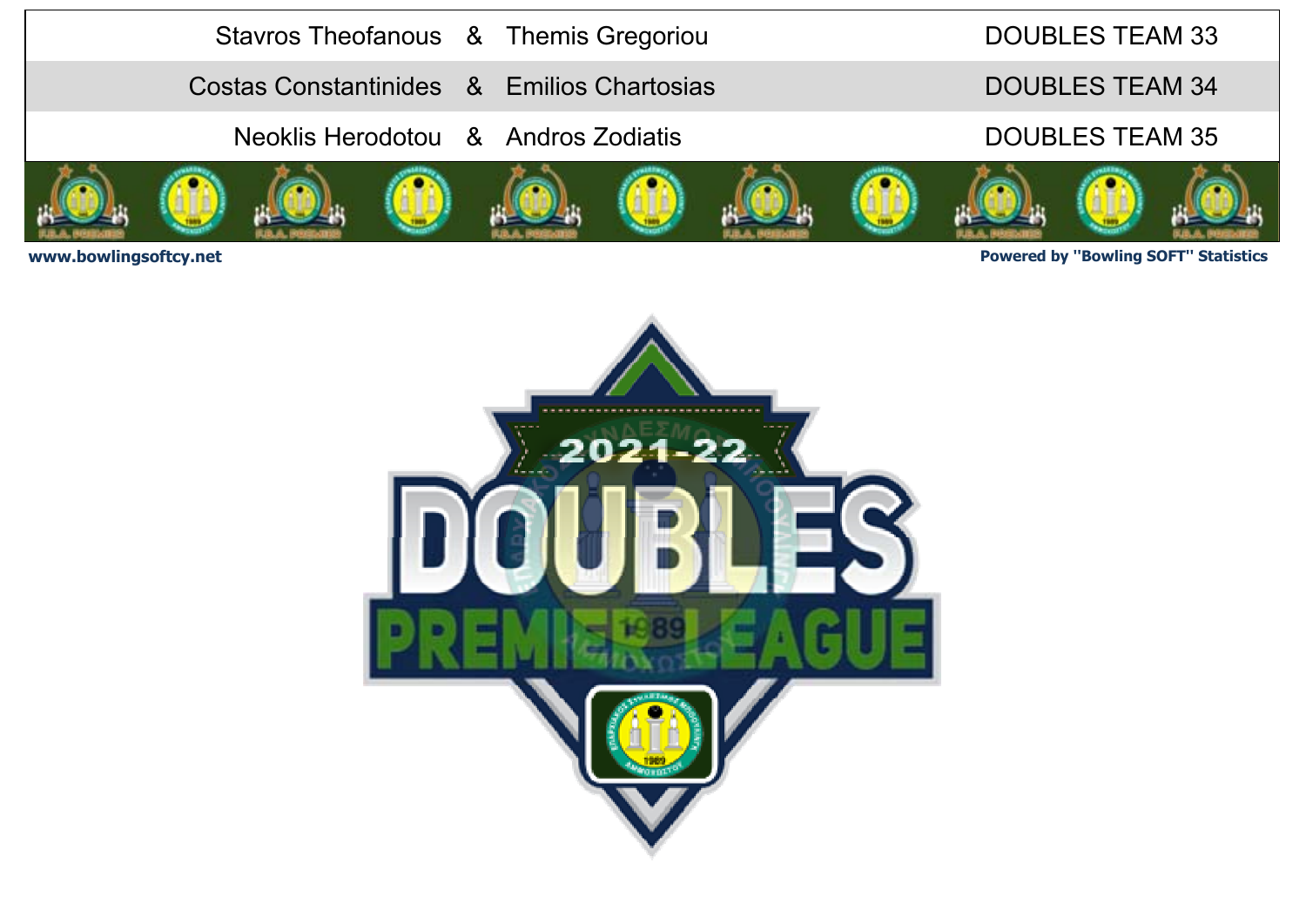| | | | |
|---|---|---|---|
| Stavros Theofanous | & | Themis Gregoriou | DOUBLES TEAM 33 |
| Costas Constantinides | & | Emilios Chartosias | DOUBLES TEAM 34 |
| Neoklis Herodotou | & | Andros Zodiatis | DOUBLES TEAM 35 |

www.bowlingsoftcy.net

Powered by "Bowling SOFT" Statistics